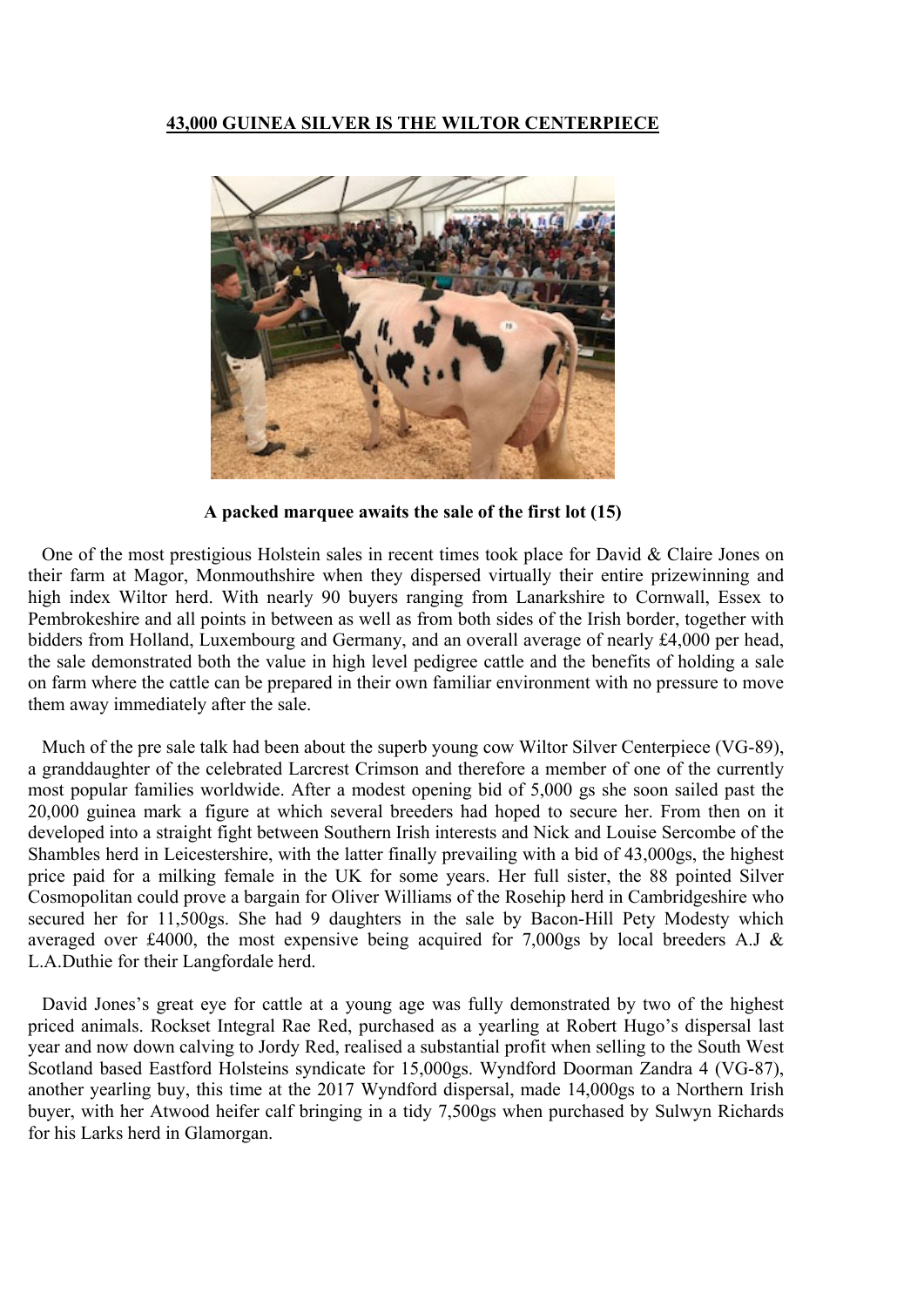# 43,000 GUINEA SILVER IS THE WILTOR CENTERPIECE

**A packed marquee awaits the sale of the first lot (15)**

One of the most prestigious Holstein sales in recent times took place for David & Claire Jones on their farm at Magor, Monmouthshire when they dispersed virtually their entire prizewinning and high index Wiltor herd. With nearly 90 buyers ranging from Lanarkshire to Cornwall, Essex to Pembrokeshire and all points in between as well as from both sides of the Irish border, together with bidders from Holland, Luxembourg and Germany, and an overall average of nearly £4,000 per head, the sale demonstrated both the value in high level pedigree cattle and the benefits of holding a sale on farm where the cattle can be prepared in their own familiar environment with no pressure to move them away immediately after the sale.

Much of the pre sale talk had been about the superb young cow Wiltor Silver Centerpiece (VG-89), a granddaughter of the celebrated Larcrest Crimson and therefore a member of one of the currently most popular families worldwide. After a modest opening bid of 5,000 gs she soon sailed past the 20,000 guinea mark a figure at which several breeders had hoped to secure her. From then on it developed into a straight fight between Southern Irish interests and Nick and Louise Sercombe of the Shambles herd in Leicestershire, with the latter finally prevailing with a bid of 43,000gs, the highest price paid for a milking female in the UK for some years. Her full sister, the 88 pointed Silver Cosmopolitan could prove a bargain for Oliver Williams of the Rosehip herd in Cambridgeshire who secured her for 11,500gs. She had 9 daughters in the sale by Bacon-Hill Pety Modesty which averaged over £4000, the most expensive being acquired for 7,000gs by local breeders A.J & L.A.Duthie for their Langfordale herd.

David Jones's great eye for cattle at a young age was fully demonstrated by two of the highest priced animals. Rockset Integral Rae Red, purchased as a yearling at Robert Hugo's dispersal last year and now down calving to Jordy Red, realised a substantial profit when selling to the South West Scotland based Eastford Holsteins syndicate for 15,000gs. Wyndford Doorman Zandra 4 (VG-87), another yearling buy, this time at the 2017 Wyndford dispersal, made 14,000gs to a Northern Irish buyer, with her Atwood heifer calf bringing in a tidy 7,500gs when purchased by Sulwyn Richards for his Larks herd in Glamorgan.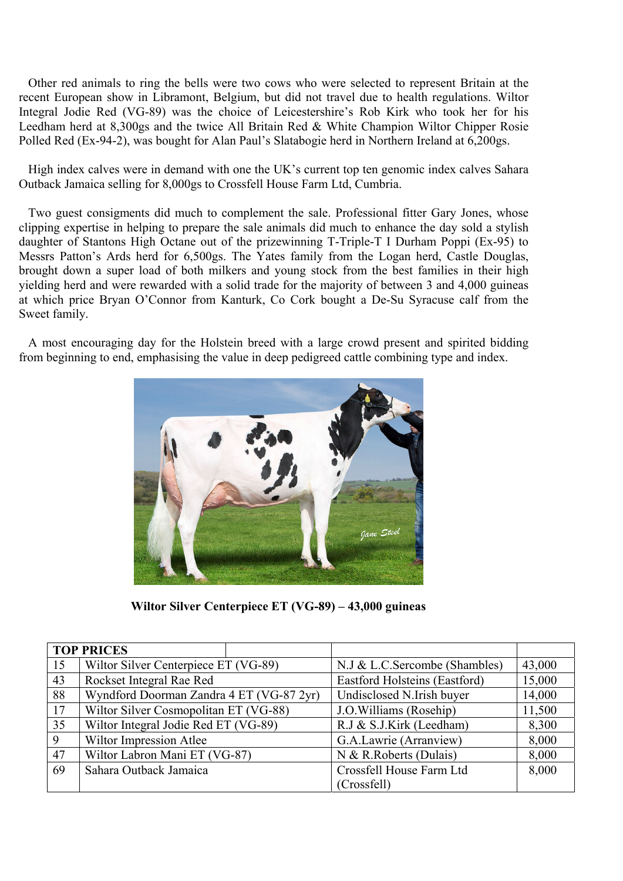Other red animals to ring the bells were two cows who were selected to represent Britain at the recent European show in Libramont, Belgium, but did not travel due to health regulations. Wiltor Integral Jodie Red (VG-89) was the choice of Leicestershire's Rob Kirk who took her for his Leedham herd at 8,300gs and the twice All Britain Red & White Champion Wiltor Chipper Rosie Polled Red (Ex-94-2), was bought for Alan Paul's Slatabogie herd in Northern Ireland at 6,200gs.

High index calves were in demand with one the UK's current top ten genomic index calves Sahara Outback Jamaica selling for 8,000gs to Crossfell House Farm Ltd, Cumbria.

Two guest consignments did much to complement the sale. Professional fitter Gary Jones, whose clipping expertise in helping to prepare the sale animals did much to enhance the day sold a stylish daughter of Stantons High Octane out of the prizewinning T-Triple-T I Durham Poppi (Ex-95) to Messrs Patton's Ards herd for 6,500gs. The Yates family from the Logan herd, Castle Douglas, brought down a super load of both milkers and young stock from the best families in their high yielding herd and were rewarded with a solid trade for the majority of between 3 and 4,000 guineas at which price Bryan O'Connor from Kanturk, Co Cork bought a De-Su Syracuse calf from the Sweet family.

A most encouraging day for the Holstein breed with a large crowd present and spirited bidding from beginning to end, emphasising the value in deep pedigreed cattle combining type and index.

**Wiltor Silver Centerpiece ET (VG-89) – 43,000 guineas**

| **TOP PRICES** | | | |
|---|---|---|---|
| 15 | Wiltor Silver Centerpiece ET (VG-89) | N.J & L.C.Sercombe (Shambles) | 43,000 |
| 43 | Rockset Integral Rae Red | Eastford Holsteins (Eastford) | 15,000 |
| 88 | Wyndford Doorman Zandra 4 ET (VG-87 2yr) | Undisclosed N.Irish buyer | 14,000 |
| 17 | Wiltor Silver Cosmopolitan ET (VG-88) | J.O.Williams (Rosehip) | 11,500 |
| 35 | Wiltor Integral Jodie Red ET (VG-89) | R.J & S.J.Kirk (Leedham) | 8,300 |
| 9 | Wiltor Impression Atlee | G.A.Lawrie (Arranview) | 8,000 |
| 47 | Wiltor Labron Mani ET (VG-87) | N & R.Roberts (Dulais) | 8,000 |
| 69 | Sahara Outback Jamaica | Crossfell House Farm Ltd (Crossfell) | 8,000 |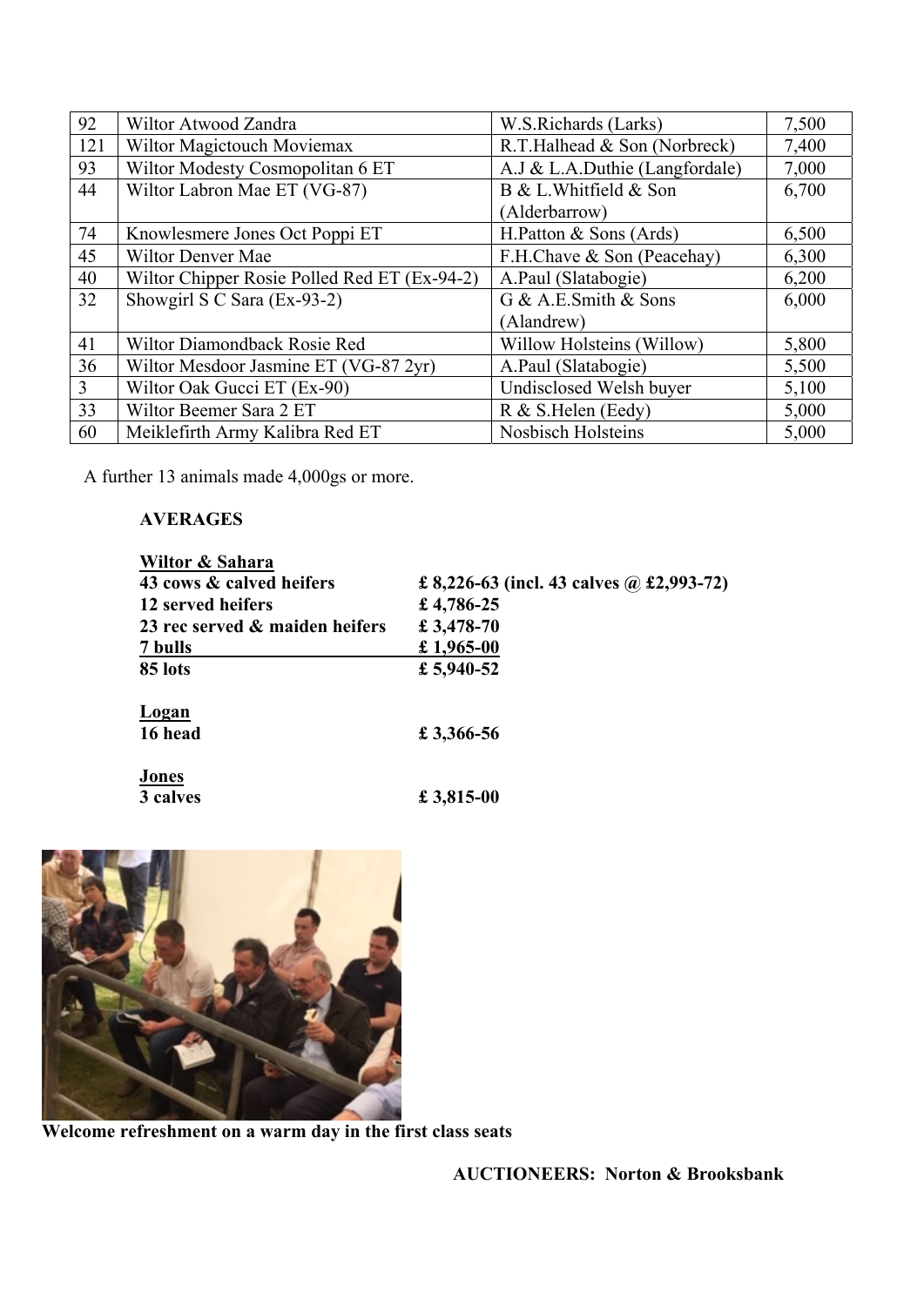| | | | |
|---|---|---|---|
| 92 | Wiltor Atwood Zandra | W.S.Richards (Larks) | 7,500 |
| 121 | Wiltor Magictouch Moviemax | R.T.Halhead & Son (Norbreck) | 7,400 |
| 93 | Wiltor Modesty Cosmopolitan 6 ET | A.J & L.A.Duthie (Langfordale) | 7,000 |
| 44 | Wiltor Labron Mae ET (VG-87) | B & L.Whitfield & Son (Alderbarrow) | 6,700 |
| 74 | Knowlesmere Jones Oct Poppi ET | H.Patton & Sons (Ards) | 6,500 |
| 45 | Wiltor Denver Mae | F.H.Chave & Son (Peacehay) | 6,300 |
| 40 | Wiltor Chipper Rosie Polled Red ET (Ex-94-2) | A.Paul (Slatabogie) | 6,200 |
| 32 | Showgirl S C Sara (Ex-93-2) | G & A.E.Smith & Sons (Alandrew) | 6,000 |
| 41 | Wiltor Diamondback Rosie Red | Willow Holsteins (Willow) | 5,800 |
| 36 | Wiltor Mesdoor Jasmine ET (VG-87 2yr) | A.Paul (Slatabogie) | 5,500 |
| 3 | Wiltor Oak Gucci ET (Ex-90) | Undisclosed Welsh buyer | 5,100 |
| 33 | Wiltor Beemer Sara 2 ET | R & S.Helen (Eedy) | 5,000 |
| 60 | Meiklefirth Army Kalibra Red ET | Nosbisch Holsteins | 5,000 |

A further 13 animals made 4,000gs or more.

**AVERAGES**

**Wiltor & Sahara**

| | |
|---|---|
| **43 cows & calved heifers** | **£ 8,226-63 (incl. 43 calves @ £2,993-72)** |
| **12 served heifers** | **£ 4,786-25** |
| **23 rec served & maiden heifers** | **£ 3,478-70** |
| **7 bulls** | **£ 1,965-00** |
| **85 lots** | **£ 5,940-52** |

**Logan**

| | |
|---|---|
| **16 head** | **£ 3,366-56** |

**Jones**

| | |
|---|---|
| **3 calves** | **£ 3,815-00** |

**Welcome refreshment on a warm day in the first class seats**

**AUCTIONEERS: Norton & Brooksbank**